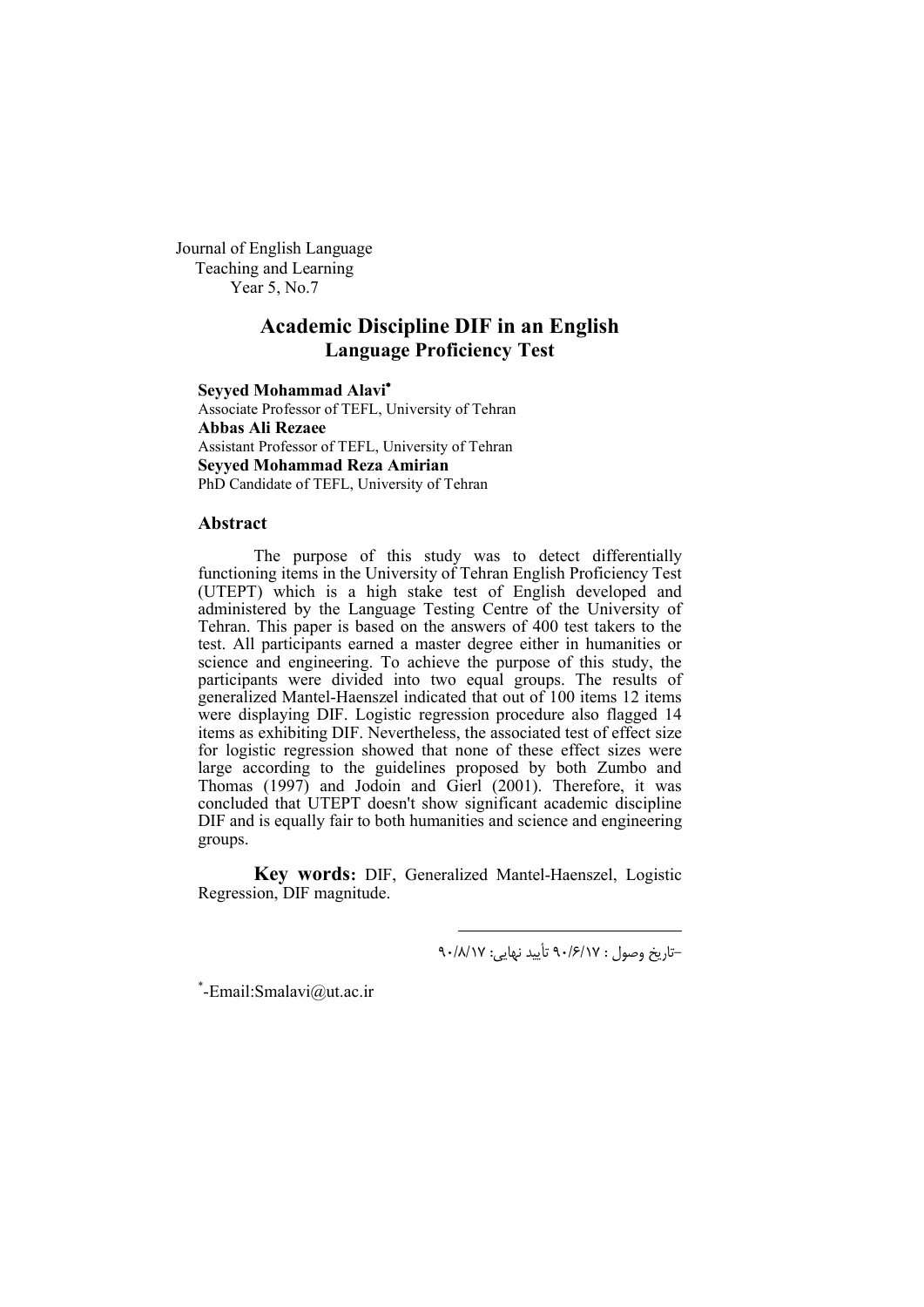Journal of English Language
Teaching and Learning
Year 5, No.7

# Academic Discipline DIF in an English Language Proficiency Test

**Seyyed Mohammad Alavi***
Associate Professor of TEFL, University of Tehran
**Abbas Ali Rezaee**
Assistant Professor of TEFL, University of Tehran
**Seyyed Mohammad Reza Amirian**
PhD Candidate of TEFL, University of Tehran

## Abstract

The purpose of this study was to detect differentially functioning items in the University of Tehran English Proficiency Test (UTEPT) which is a high stake test of English developed and administered by the Language Testing Centre of the University of Tehran. This paper is based on the answers of 400 test takers to the test. All participants earned a master degree either in humanities or science and engineering. To achieve the purpose of this study, the participants were divided into two equal groups. The results of generalized Mantel-Haenszel indicated that out of 100 items 12 items were displaying DIF. Logistic regression procedure also flagged 14 items as exhibiting DIF. Nevertheless, the associated test of effect size for logistic regression showed that none of these effect sizes were large according to the guidelines proposed by both Zumbo and Thomas (1997) and Jodoin and Gierl (2001). Therefore, it was concluded that UTEPT doesn't show significant academic discipline DIF and is equally fair to both humanities and science and engineering groups.

**Key words:** DIF, Generalized Mantel-Haenszel, Logistic Regression, DIF magnitude.

-تاریخ وصول : ۹۰/۶/۱۷ تأیید نهایی: ۹۰/۸/۱۷

*-Email:Smalavi@ut.ac.ir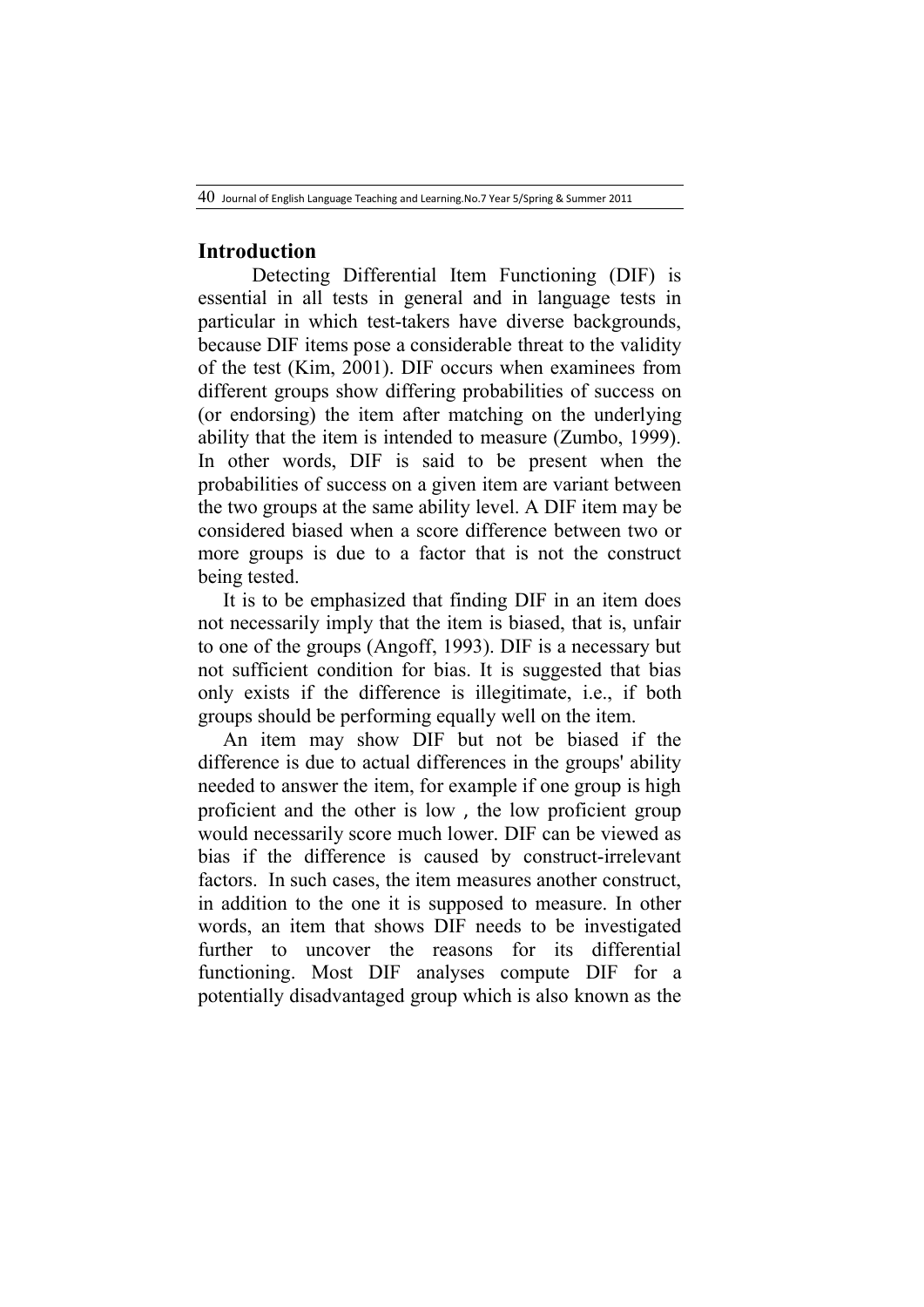## Introduction

Detecting Differential Item Functioning (DIF) is essential in all tests in general and in language tests in particular in which test-takers have diverse backgrounds, because DIF items pose a considerable threat to the validity of the test (Kim, 2001). DIF occurs when examinees from different groups show differing probabilities of success on (or endorsing) the item after matching on the underlying ability that the item is intended to measure (Zumbo, 1999). In other words, DIF is said to be present when the probabilities of success on a given item are variant between the two groups at the same ability level. A DIF item may be considered biased when a score difference between two or more groups is due to a factor that is not the construct being tested.

It is to be emphasized that finding DIF in an item does not necessarily imply that the item is biased, that is, unfair to one of the groups (Angoff, 1993). DIF is a necessary but not sufficient condition for bias. It is suggested that bias only exists if the difference is illegitimate, i.e., if both groups should be performing equally well on the item.

An item may show DIF but not be biased if the difference is due to actual differences in the groups' ability needed to answer the item, for example if one group is high proficient and the other is low , the low proficient group would necessarily score much lower. DIF can be viewed as bias if the difference is caused by construct-irrelevant factors. In such cases, the item measures another construct, in addition to the one it is supposed to measure. In other words, an item that shows DIF needs to be investigated further to uncover the reasons for its differential functioning. Most DIF analyses compute DIF for a potentially disadvantaged group which is also known as the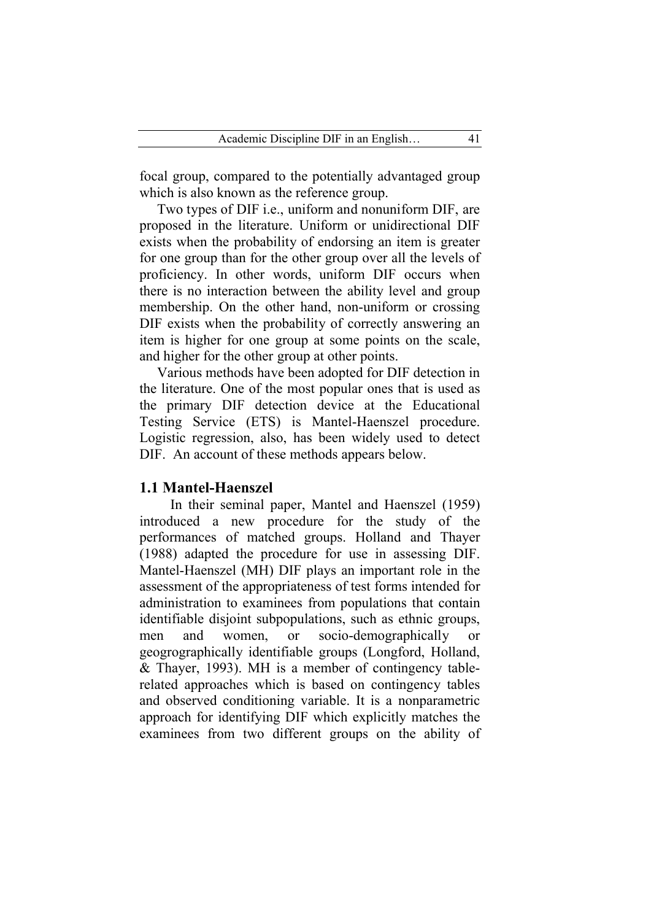focal group, compared to the potentially advantaged group which is also known as the reference group.

Two types of DIF i.e., uniform and nonuniform DIF, are proposed in the literature. Uniform or unidirectional DIF exists when the probability of endorsing an item is greater for one group than for the other group over all the levels of proficiency. In other words, uniform DIF occurs when there is no interaction between the ability level and group membership. On the other hand, non-uniform or crossing DIF exists when the probability of correctly answering an item is higher for one group at some points on the scale, and higher for the other group at other points.

Various methods have been adopted for DIF detection in the literature. One of the most popular ones that is used as the primary DIF detection device at the Educational Testing Service (ETS) is Mantel-Haenszel procedure. Logistic regression, also, has been widely used to detect DIF. An account of these methods appears below.

## 1.1 Mantel-Haenszel

In their seminal paper, Mantel and Haenszel (1959) introduced a new procedure for the study of the performances of matched groups. Holland and Thayer (1988) adapted the procedure for use in assessing DIF. Mantel-Haenszel (MH) DIF plays an important role in the assessment of the appropriateness of test forms intended for administration to examinees from populations that contain identifiable disjoint subpopulations, such as ethnic groups, men and women, or socio-demographically or geogrographically identifiable groups (Longford, Holland, & Thayer, 1993). MH is a member of contingency table-related approaches which is based on contingency tables and observed conditioning variable. It is a nonparametric approach for identifying DIF which explicitly matches the examinees from two different groups on the ability of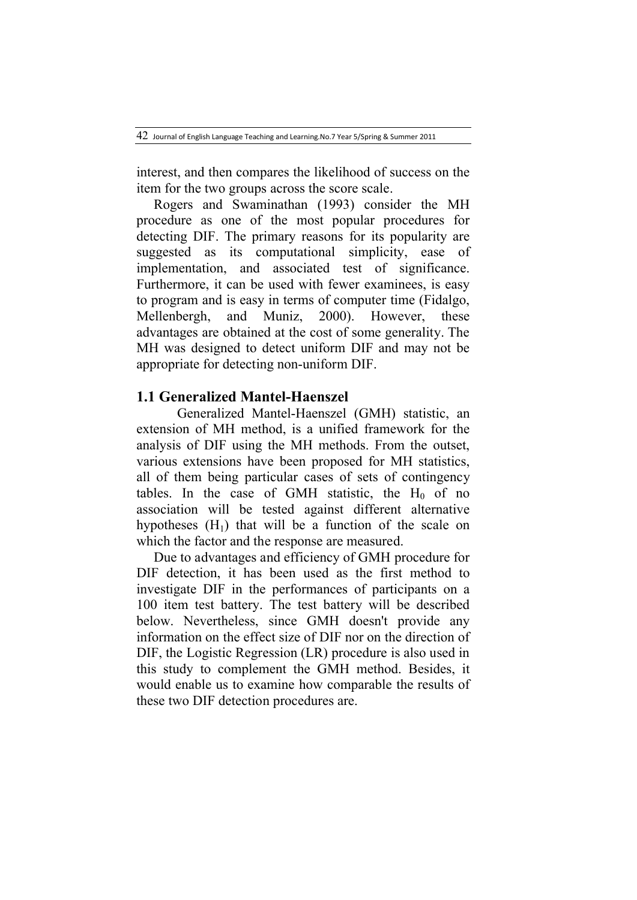interest, and then compares the likelihood of success on the item for the two groups across the score scale.

Rogers and Swaminathan (1993) consider the MH procedure as one of the most popular procedures for detecting DIF. The primary reasons for its popularity are suggested as its computational simplicity, ease of implementation, and associated test of significance. Furthermore, it can be used with fewer examinees, is easy to program and is easy in terms of computer time (Fidalgo, Mellenbergh, and Muniz, 2000). However, these advantages are obtained at the cost of some generality. The MH was designed to detect uniform DIF and may not be appropriate for detecting non-uniform DIF.

### 1.1 Generalized Mantel-Haenszel

Generalized Mantel-Haenszel (GMH) statistic, an extension of MH method, is a unified framework for the analysis of DIF using the MH methods. From the outset, various extensions have been proposed for MH statistics, all of them being particular cases of sets of contingency tables. In the case of GMH statistic, the $H_0$ of no association will be tested against different alternative hypotheses ($H_1$) that will be a function of the scale on which the factor and the response are measured.

Due to advantages and efficiency of GMH procedure for DIF detection, it has been used as the first method to investigate DIF in the performances of participants on a 100 item test battery. The test battery will be described below. Nevertheless, since GMH doesn't provide any information on the effect size of DIF nor on the direction of DIF, the Logistic Regression (LR) procedure is also used in this study to complement the GMH method. Besides, it would enable us to examine how comparable the results of these two DIF detection procedures are.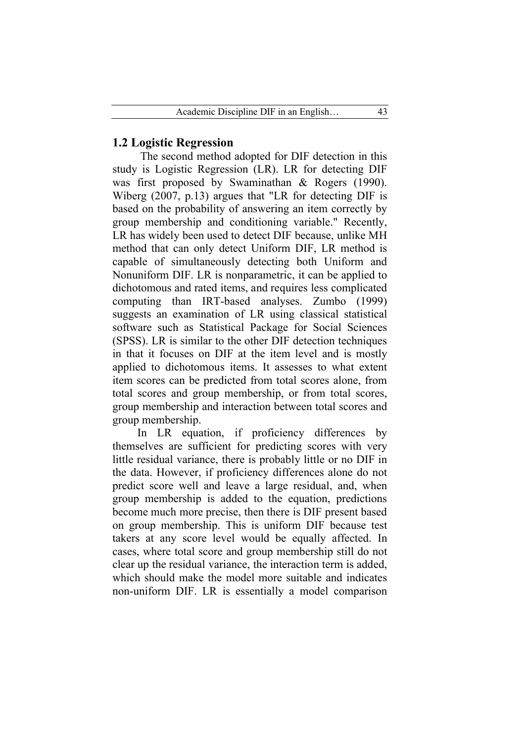## 1.2 Logistic Regression

The second method adopted for DIF detection in this study is Logistic Regression (LR). LR for detecting DIF was first proposed by Swaminathan & Rogers (1990). Wiberg (2007, p.13) argues that "LR for detecting DIF is based on the probability of answering an item correctly by group membership and conditioning variable." Recently, LR has widely been used to detect DIF because, unlike MH method that can only detect Uniform DIF, LR method is capable of simultaneously detecting both Uniform and Nonuniform DIF. LR is nonparametric, it can be applied to dichotomous and rated items, and requires less complicated computing than IRT-based analyses. Zumbo (1999) suggests an examination of LR using classical statistical software such as Statistical Package for Social Sciences (SPSS). LR is similar to the other DIF detection techniques in that it focuses on DIF at the item level and is mostly applied to dichotomous items. It assesses to what extent item scores can be predicted from total scores alone, from total scores and group membership, or from total scores, group membership and interaction between total scores and group membership.

In LR equation, if proficiency differences by themselves are sufficient for predicting scores with very little residual variance, there is probably little or no DIF in the data. However, if proficiency differences alone do not predict score well and leave a large residual, and, when group membership is added to the equation, predictions become much more precise, then there is DIF present based on group membership. This is uniform DIF because test takers at any score level would be equally affected. In cases, where total score and group membership still do not clear up the residual variance, the interaction term is added, which should make the model more suitable and indicates non-uniform DIF. LR is essentially a model comparison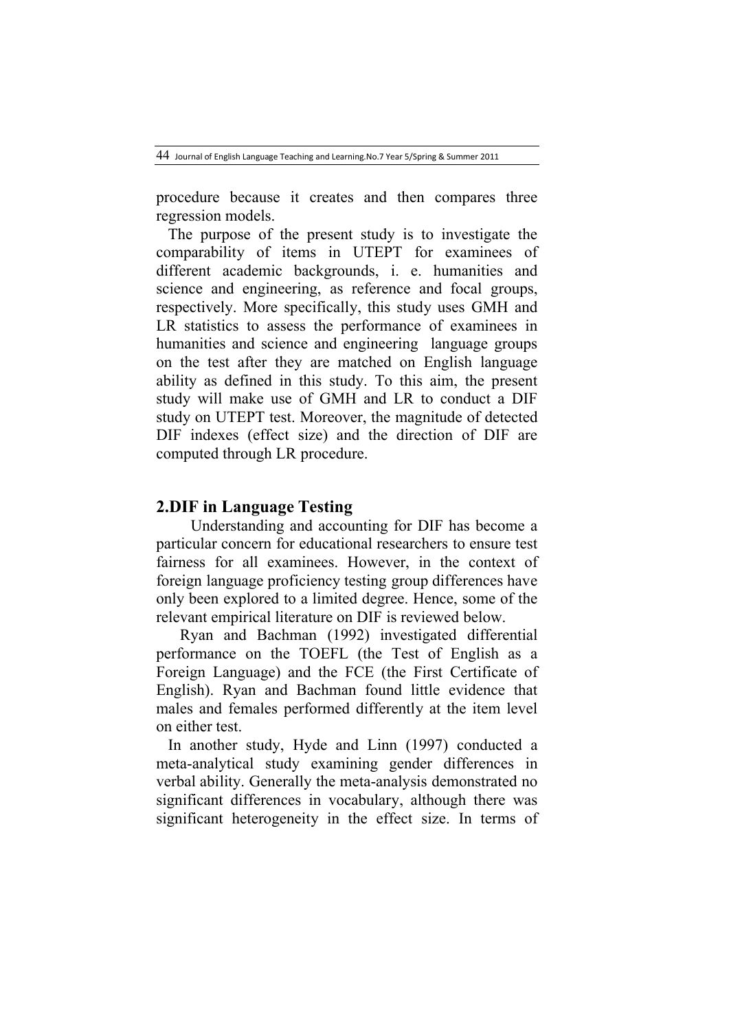procedure because it creates and then compares three regression models.

The purpose of the present study is to investigate the comparability of items in UTEPT for examinees of different academic backgrounds, i. e. humanities and science and engineering, as reference and focal groups, respectively. More specifically, this study uses GMH and LR statistics to assess the performance of examinees in humanities and science and engineering language groups on the test after they are matched on English language ability as defined in this study. To this aim, the present study will make use of GMH and LR to conduct a DIF study on UTEPT test. Moreover, the magnitude of detected DIF indexes (effect size) and the direction of DIF are computed through LR procedure.

## 2.DIF in Language Testing

Understanding and accounting for DIF has become a particular concern for educational researchers to ensure test fairness for all examinees. However, in the context of foreign language proficiency testing group differences have only been explored to a limited degree. Hence, some of the relevant empirical literature on DIF is reviewed below.

Ryan and Bachman (1992) investigated differential performance on the TOEFL (the Test of English as a Foreign Language) and the FCE (the First Certificate of English). Ryan and Bachman found little evidence that males and females performed differently at the item level on either test.

In another study, Hyde and Linn (1997) conducted a meta-analytical study examining gender differences in verbal ability. Generally the meta-analysis demonstrated no significant differences in vocabulary, although there was significant heterogeneity in the effect size. In terms of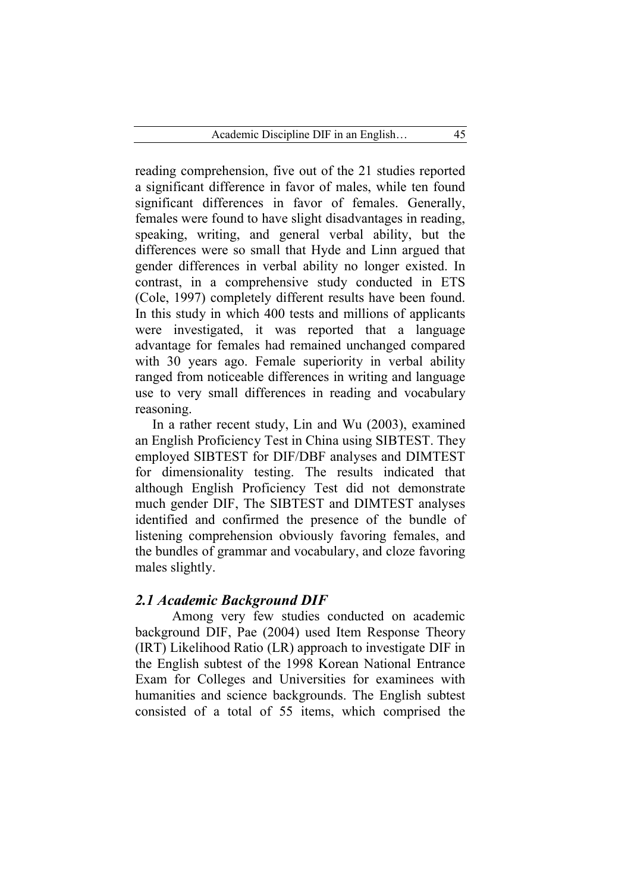reading comprehension, five out of the 21 studies reported a significant difference in favor of males, while ten found significant differences in favor of females. Generally, females were found to have slight disadvantages in reading, speaking, writing, and general verbal ability, but the differences were so small that Hyde and Linn argued that gender differences in verbal ability no longer existed. In contrast, in a comprehensive study conducted in ETS (Cole, 1997) completely different results have been found. In this study in which 400 tests and millions of applicants were investigated, it was reported that a language advantage for females had remained unchanged compared with 30 years ago. Female superiority in verbal ability ranged from noticeable differences in writing and language use to very small differences in reading and vocabulary reasoning.

In a rather recent study, Lin and Wu (2003), examined an English Proficiency Test in China using SIBTEST. They employed SIBTEST for DIF/DBF analyses and DIMTEST for dimensionality testing. The results indicated that although English Proficiency Test did not demonstrate much gender DIF, The SIBTEST and DIMTEST analyses identified and confirmed the presence of the bundle of listening comprehension obviously favoring females, and the bundles of grammar and vocabulary, and cloze favoring males slightly.

## *2.1 Academic Background DIF*

Among very few studies conducted on academic background DIF, Pae (2004) used Item Response Theory (IRT) Likelihood Ratio (LR) approach to investigate DIF in the English subtest of the 1998 Korean National Entrance Exam for Colleges and Universities for examinees with humanities and science backgrounds. The English subtest consisted of a total of 55 items, which comprised the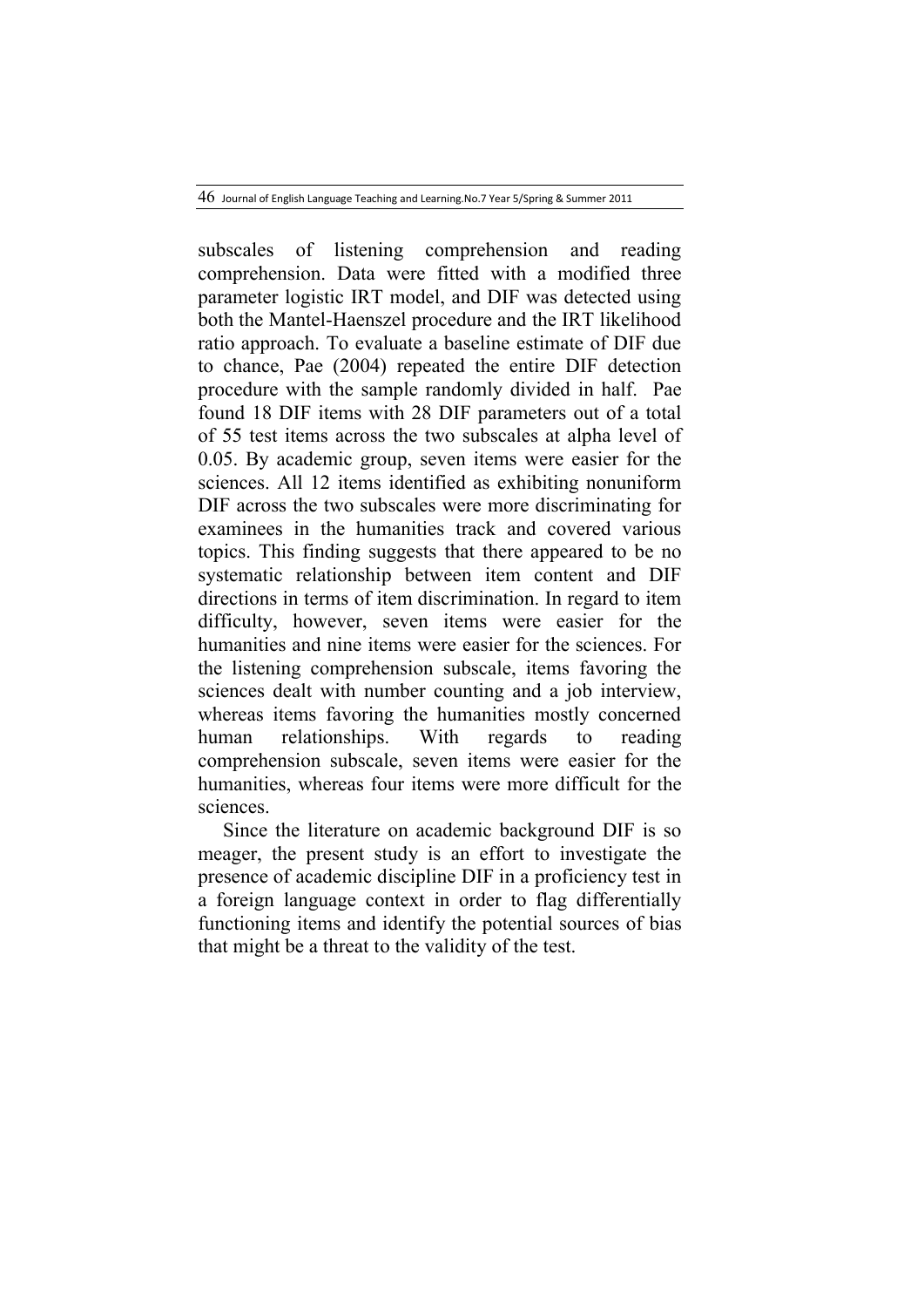subscales of listening comprehension and reading comprehension. Data were fitted with a modified three parameter logistic IRT model, and DIF was detected using both the Mantel-Haenszel procedure and the IRT likelihood ratio approach. To evaluate a baseline estimate of DIF due to chance, Pae (2004) repeated the entire DIF detection procedure with the sample randomly divided in half. Pae found 18 DIF items with 28 DIF parameters out of a total of 55 test items across the two subscales at alpha level of 0.05. By academic group, seven items were easier for the sciences. All 12 items identified as exhibiting nonuniform DIF across the two subscales were more discriminating for examinees in the humanities track and covered various topics. This finding suggests that there appeared to be no systematic relationship between item content and DIF directions in terms of item discrimination. In regard to item difficulty, however, seven items were easier for the humanities and nine items were easier for the sciences. For the listening comprehension subscale, items favoring the sciences dealt with number counting and a job interview, whereas items favoring the humanities mostly concerned human relationships. With regards to reading comprehension subscale, seven items were easier for the humanities, whereas four items were more difficult for the sciences.

Since the literature on academic background DIF is so meager, the present study is an effort to investigate the presence of academic discipline DIF in a proficiency test in a foreign language context in order to flag differentially functioning items and identify the potential sources of bias that might be a threat to the validity of the test.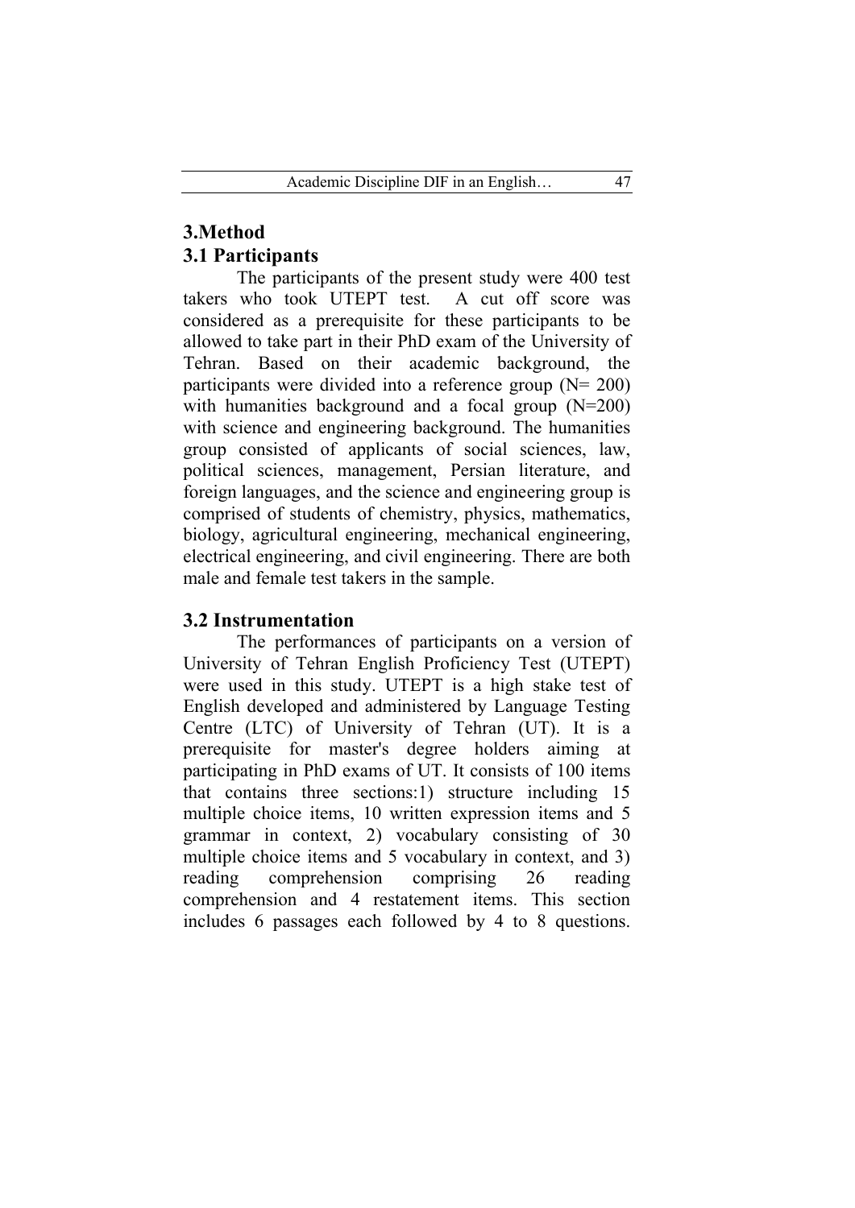## 3.Method

### 3.1 Participants

The participants of the present study were 400 test takers who took UTEPT test. A cut off score was considered as a prerequisite for these participants to be allowed to take part in their PhD exam of the University of Tehran. Based on their academic background, the participants were divided into a reference group (N= 200) with humanities background and a focal group (N=200) with science and engineering background. The humanities group consisted of applicants of social sciences, law, political sciences, management, Persian literature, and foreign languages, and the science and engineering group is comprised of students of chemistry, physics, mathematics, biology, agricultural engineering, mechanical engineering, electrical engineering, and civil engineering. There are both male and female test takers in the sample.

### 3.2 Instrumentation

The performances of participants on a version of University of Tehran English Proficiency Test (UTEPT) were used in this study. UTEPT is a high stake test of English developed and administered by Language Testing Centre (LTC) of University of Tehran (UT). It is a prerequisite for master's degree holders aiming at participating in PhD exams of UT. It consists of 100 items that contains three sections:1) structure including 15 multiple choice items, 10 written expression items and 5 grammar in context, 2) vocabulary consisting of 30 multiple choice items and 5 vocabulary in context, and 3) reading comprehension comprising 26 reading comprehension and 4 restatement items. This section includes 6 passages each followed by 4 to 8 questions.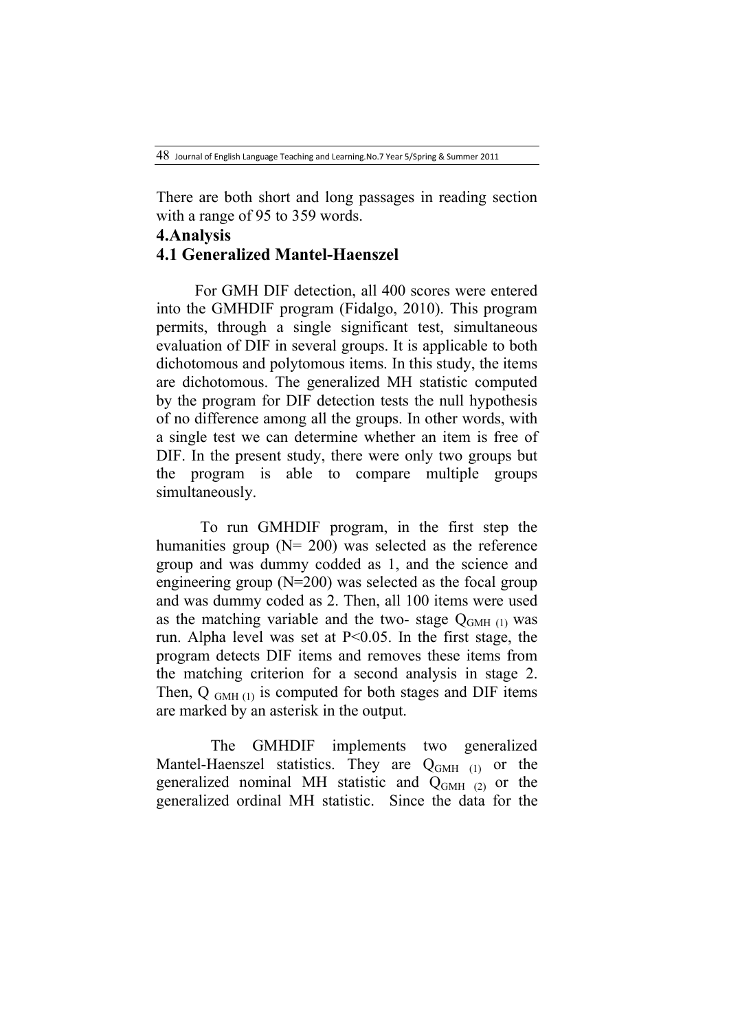There are both short and long passages in reading section with a range of 95 to 359 words.

# 4.Analysis

## 4.1 Generalized Mantel-Haenszel

For GMH DIF detection, all 400 scores were entered into the GMHDIF program (Fidalgo, 2010). This program permits, through a single significant test, simultaneous evaluation of DIF in several groups. It is applicable to both dichotomous and polytomous items. In this study, the items are dichotomous. The generalized MH statistic computed by the program for DIF detection tests the null hypothesis of no difference among all the groups. In other words, with a single test we can determine whether an item is free of DIF. In the present study, there were only two groups but the program is able to compare multiple groups simultaneously.

To run GMHDIF program, in the first step the humanities group (N= 200) was selected as the reference group and was dummy codded as 1, and the science and engineering group (N=200) was selected as the focal group and was dummy coded as 2. Then, all 100 items were used as the matching variable and the two- stage $Q_{GMH\ (1)}$ was run. Alpha level was set at $P<0.05$. In the first stage, the program detects DIF items and removes these items from the matching criterion for a second analysis in stage 2. Then, $Q_{GMH\ (1)}$ is computed for both stages and DIF items are marked by an asterisk in the output.

The GMHDIF implements two generalized Mantel-Haenszel statistics. They are $Q_{GMH\ (1)}$ or the generalized nominal MH statistic and $Q_{GMH\ (2)}$ or the generalized ordinal MH statistic. Since the data for the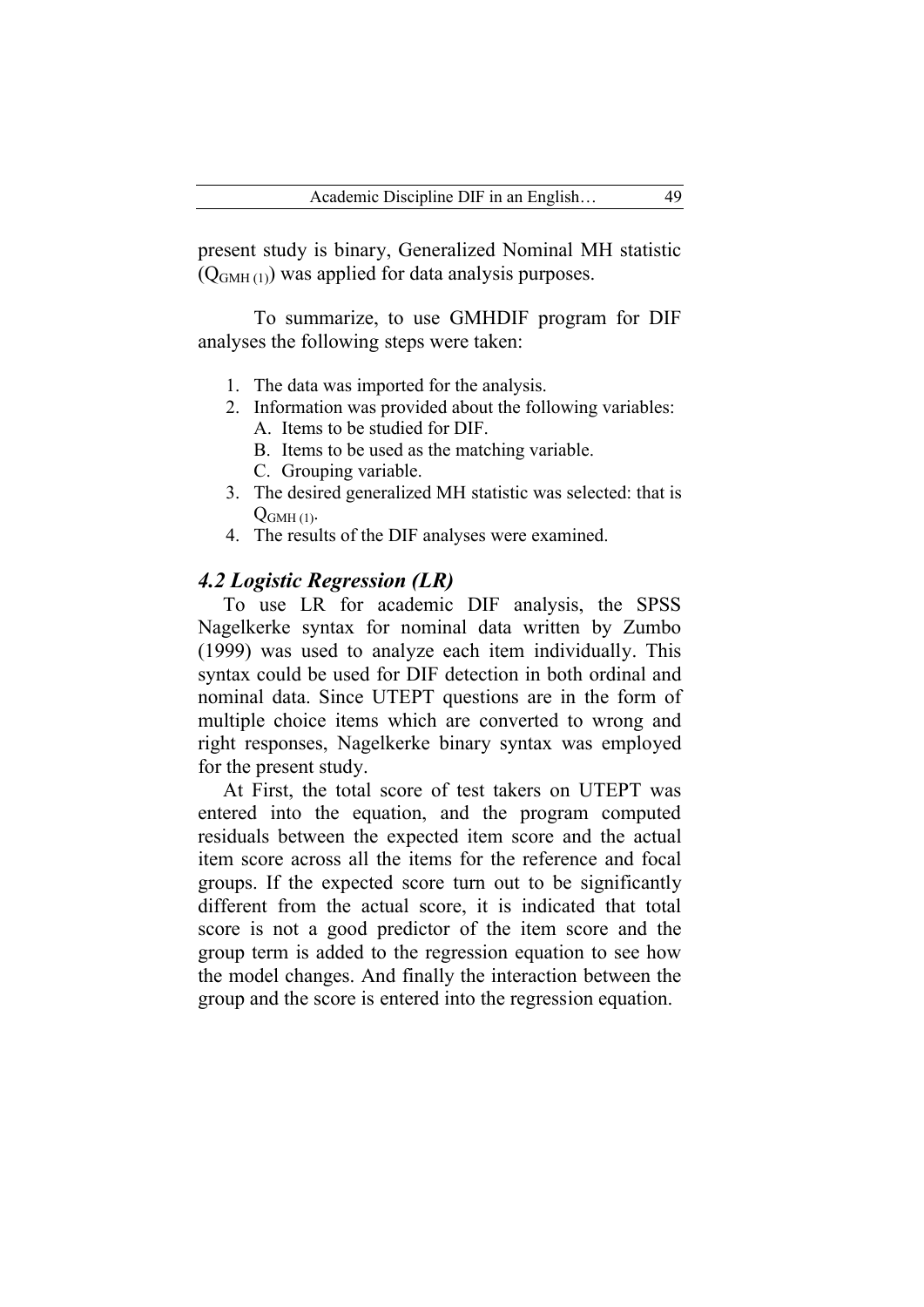present study is binary, Generalized Nominal MH statistic ($Q_{GMH\,(1)}$) was applied for data analysis purposes.

To summarize, to use GMHDIF program for DIF analyses the following steps were taken:

1. The data was imported for the analysis.
2. Information was provided about the following variables:
   A. Items to be studied for DIF.
   B. Items to be used as the matching variable.
   C. Grouping variable.
3. The desired generalized MH statistic was selected: that is $Q_{GMH\,(1)}$.
4. The results of the DIF analyses were examined.

### *4.2 Logistic Regression (LR)*

To use LR for academic DIF analysis, the SPSS Nagelkerke syntax for nominal data written by Zumbo (1999) was used to analyze each item individually. This syntax could be used for DIF detection in both ordinal and nominal data. Since UTEPT questions are in the form of multiple choice items which are converted to wrong and right responses, Nagelkerke binary syntax was employed for the present study.

At First, the total score of test takers on UTEPT was entered into the equation, and the program computed residuals between the expected item score and the actual item score across all the items for the reference and focal groups. If the expected score turn out to be significantly different from the actual score, it is indicated that total score is not a good predictor of the item score and the group term is added to the regression equation to see how the model changes. And finally the interaction between the group and the score is entered into the regression equation.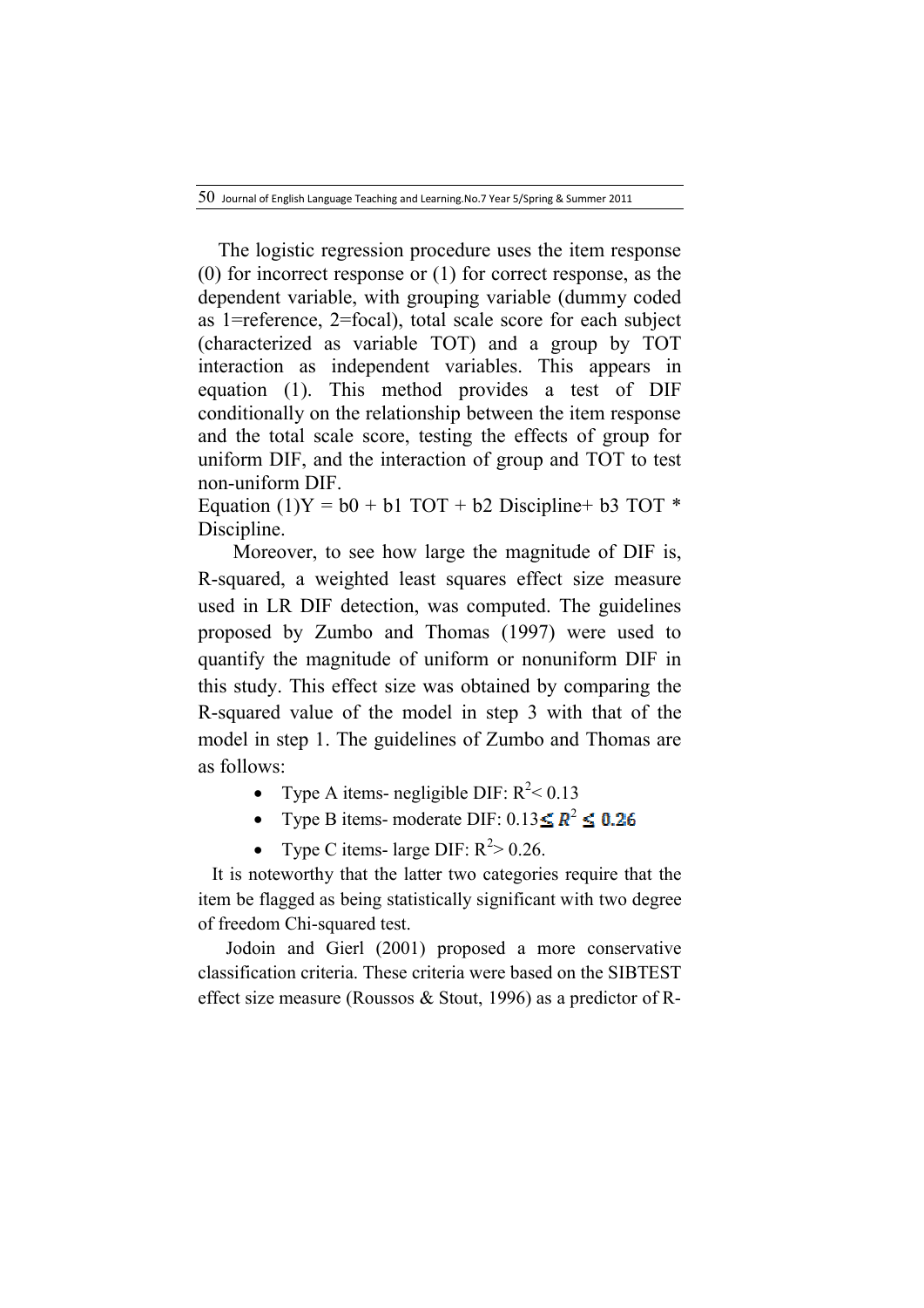The logistic regression procedure uses the item response (0) for incorrect response or (1) for correct response, as the dependent variable, with grouping variable (dummy coded as 1=reference, 2=focal), total scale score for each subject (characterized as variable TOT) and a group by TOT interaction as independent variables. This appears in equation (1). This method provides a test of DIF conditionally on the relationship between the item response and the total scale score, testing the effects of group for uniform DIF, and the interaction of group and TOT to test non-uniform DIF.

Equation (1) $Y = b0 + b1\ TOT + b2\ Discipline + b3\ TOT * Discipline$.

Moreover, to see how large the magnitude of DIF is, R-squared, a weighted least squares effect size measure used in LR DIF detection, was computed. The guidelines proposed by Zumbo and Thomas (1997) were used to quantify the magnitude of uniform or nonuniform DIF in this study. This effect size was obtained by comparing the R-squared value of the model in step 3 with that of the model in step 1. The guidelines of Zumbo and Thomas are as follows:

- Type A items- negligible DIF: $R^2 < 0.13$
- Type B items- moderate DIF: $0.13 \leq R^2 \leq 0.26$
- Type C items- large DIF: $R^2 > 0.26$.

It is noteworthy that the latter two categories require that the item be flagged as being statistically significant with two degree of freedom Chi-squared test.

Jodoin and Gierl (2001) proposed a more conservative classification criteria. These criteria were based on the SIBTEST effect size measure (Roussos & Stout, 1996) as a predictor of R-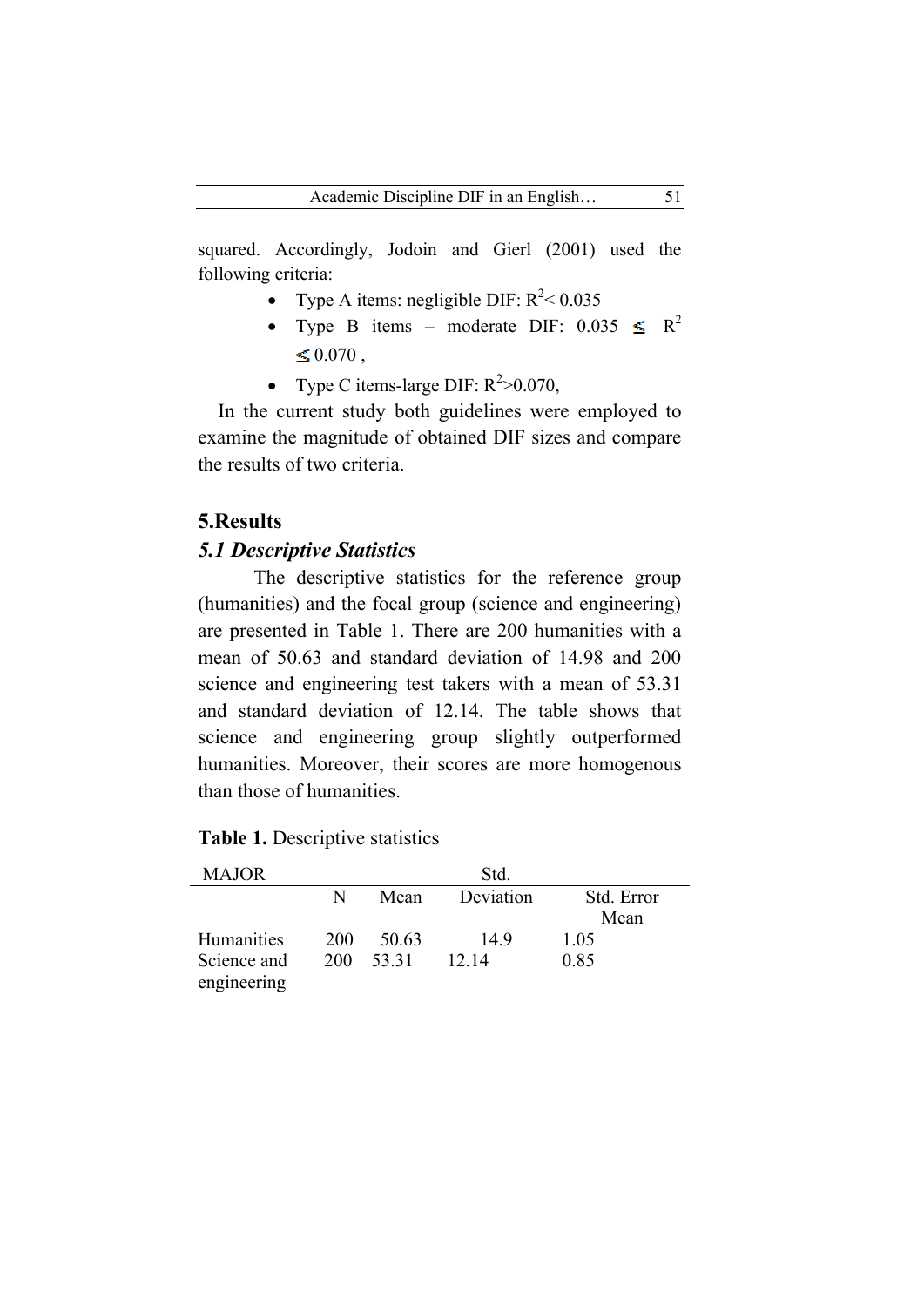squared. Accordingly, Jodoin and Gierl (2001) used the following criteria:

- Type A items: negligible DIF: $R^2 < 0.035$
- Type B items – moderate DIF: $0.035 \leq R^2 \leq 0.070$ ,
- Type C items-large DIF: $R^2 > 0.070$,

In the current study both guidelines were employed to examine the magnitude of obtained DIF sizes and compare the results of two criteria.

## 5.Results

### *5.1 Descriptive Statistics*

The descriptive statistics for the reference group (humanities) and the focal group (science and engineering) are presented in Table 1. There are 200 humanities with a mean of 50.63 and standard deviation of 14.98 and 200 science and engineering test takers with a mean of 53.31 and standard deviation of 12.14. The table shows that science and engineering group slightly outperformed humanities. Moreover, their scores are more homogenous than those of humanities.

**Table 1.** Descriptive statistics

| MAJOR | N | Mean | Std. Deviation | Std. Error Mean |
|---|---|---|---|---|
| Humanities | 200 | 50.63 | 14.9 | 1.05 |
| Science and engineering | 200 | 53.31 | 12.14 | 0.85 |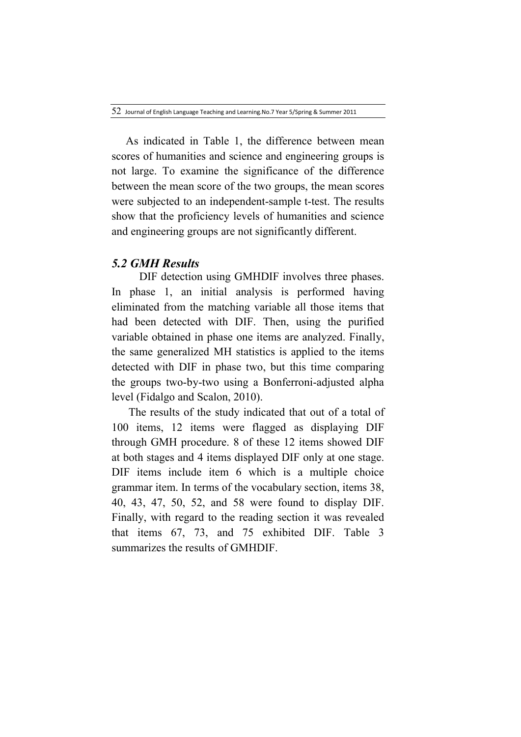As indicated in Table 1, the difference between mean scores of humanities and science and engineering groups is not large. To examine the significance of the difference between the mean score of the two groups, the mean scores were subjected to an independent-sample t-test. The results show that the proficiency levels of humanities and science and engineering groups are not significantly different.

### *5.2 GMH Results*

DIF detection using GMHDIF involves three phases. In phase 1, an initial analysis is performed having eliminated from the matching variable all those items that had been detected with DIF. Then, using the purified variable obtained in phase one items are analyzed. Finally, the same generalized MH statistics is applied to the items detected with DIF in phase two, but this time comparing the groups two-by-two using a Bonferroni-adjusted alpha level (Fidalgo and Scalon, 2010).

The results of the study indicated that out of a total of 100 items, 12 items were flagged as displaying DIF through GMH procedure. 8 of these 12 items showed DIF at both stages and 4 items displayed DIF only at one stage. DIF items include item 6 which is a multiple choice grammar item. In terms of the vocabulary section, items 38, 40, 43, 47, 50, 52, and 58 were found to display DIF. Finally, with regard to the reading section it was revealed that items 67, 73, and 75 exhibited DIF. Table 3 summarizes the results of GMHDIF.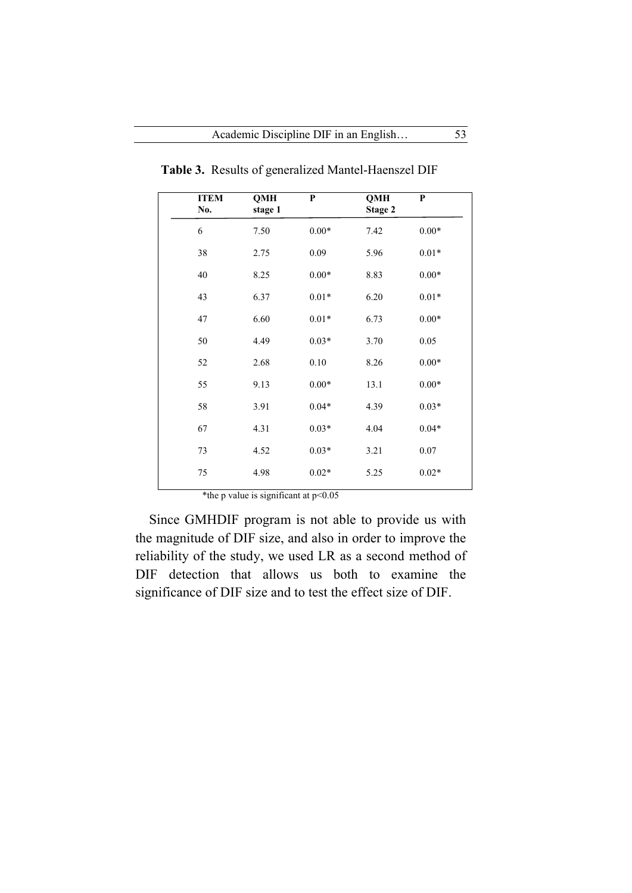**Table 3.** Results of generalized Mantel-Haenszel DIF

| ITEM No. | QMH stage 1 | P | QMH Stage 2 | P |
|---|---|---|---|---|
| 6 | 7.50 | 0.00* | 7.42 | 0.00* |
| 38 | 2.75 | 0.09 | 5.96 | 0.01* |
| 40 | 8.25 | 0.00* | 8.83 | 0.00* |
| 43 | 6.37 | 0.01* | 6.20 | 0.01* |
| 47 | 6.60 | 0.01* | 6.73 | 0.00* |
| 50 | 4.49 | 0.03* | 3.70 | 0.05 |
| 52 | 2.68 | 0.10 | 8.26 | 0.00* |
| 55 | 9.13 | 0.00* | 13.1 | 0.00* |
| 58 | 3.91 | 0.04* | 4.39 | 0.03* |
| 67 | 4.31 | 0.03* | 4.04 | 0.04* |
| 73 | 4.52 | 0.03* | 3.21 | 0.07 |
| 75 | 4.98 | 0.02* | 5.25 | 0.02* |

*the p value is significant at $p<0.05$

Since GMHDIF program is not able to provide us with the magnitude of DIF size, and also in order to improve the reliability of the study, we used LR as a second method of DIF detection that allows us both to examine the significance of DIF size and to test the effect size of DIF.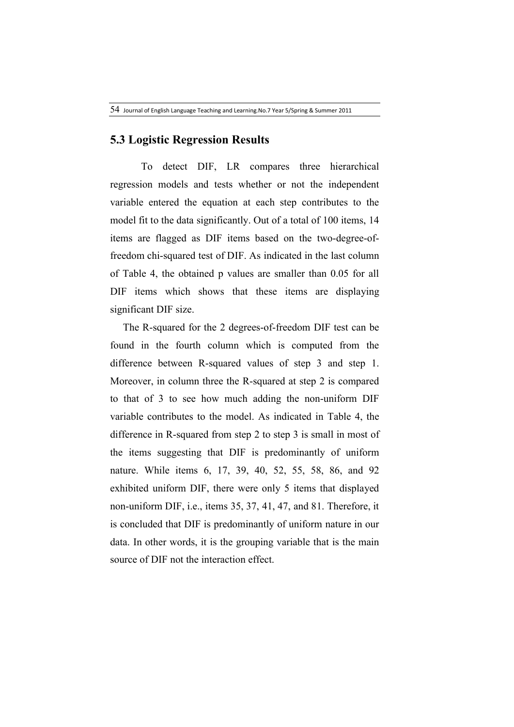## 5.3 Logistic Regression Results

To detect DIF, LR compares three hierarchical regression models and tests whether or not the independent variable entered the equation at each step contributes to the model fit to the data significantly. Out of a total of 100 items, 14 items are flagged as DIF items based on the two-degree-of-freedom chi-squared test of DIF. As indicated in the last column of Table 4, the obtained p values are smaller than 0.05 for all DIF items which shows that these items are displaying significant DIF size.

The R-squared for the 2 degrees-of-freedom DIF test can be found in the fourth column which is computed from the difference between R-squared values of step 3 and step 1. Moreover, in column three the R-squared at step 2 is compared to that of 3 to see how much adding the non-uniform DIF variable contributes to the model. As indicated in Table 4, the difference in R-squared from step 2 to step 3 is small in most of the items suggesting that DIF is predominantly of uniform nature. While items 6, 17, 39, 40, 52, 55, 58, 86, and 92 exhibited uniform DIF, there were only 5 items that displayed non-uniform DIF, i.e., items 35, 37, 41, 47, and 81. Therefore, it is concluded that DIF is predominantly of uniform nature in our data. In other words, it is the grouping variable that is the main source of DIF not the interaction effect.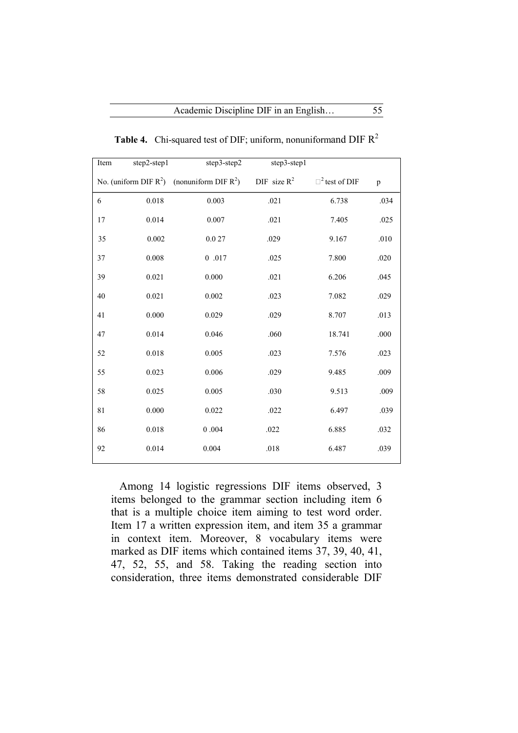**Table 4.** Chi-squared test of DIF; uniform, nonuniformand DIF $R^2$

| Item No. | step2-step1 (uniform DIF $R^2$) | step3-step2 (nonuniform DIF $R^2$) | step3-step1 DIF size $R^2$ | $\chi^2$ test of DIF | p |
|---|---|---|---|---|---|
| 6 | 0.018 | 0.003 | .021 | 6.738 | .034 |
| 17 | 0.014 | 0.007 | .021 | 7.405 | .025 |
| 35 | 0.002 | 0.0 27 | .029 | 9.167 | .010 |
| 37 | 0.008 | 0 .017 | .025 | 7.800 | .020 |
| 39 | 0.021 | 0.000 | .021 | 6.206 | .045 |
| 40 | 0.021 | 0.002 | .023 | 7.082 | .029 |
| 41 | 0.000 | 0.029 | .029 | 8.707 | .013 |
| 47 | 0.014 | 0.046 | .060 | 18.741 | .000 |
| 52 | 0.018 | 0.005 | .023 | 7.576 | .023 |
| 55 | 0.023 | 0.006 | .029 | 9.485 | .009 |
| 58 | 0.025 | 0.005 | .030 | 9.513 | .009 |
| 81 | 0.000 | 0.022 | .022 | 6.497 | .039 |
| 86 | 0.018 | 0 .004 | .022 | 6.885 | .032 |
| 92 | 0.014 | 0.004 | .018 | 6.487 | .039 |

Among 14 logistic regressions DIF items observed, 3 items belonged to the grammar section including item 6 that is a multiple choice item aiming to test word order. Item 17 a written expression item, and item 35 a grammar in context item. Moreover, 8 vocabulary items were marked as DIF items which contained items 37, 39, 40, 41, 47, 52, 55, and 58. Taking the reading section into consideration, three items demonstrated considerable DIF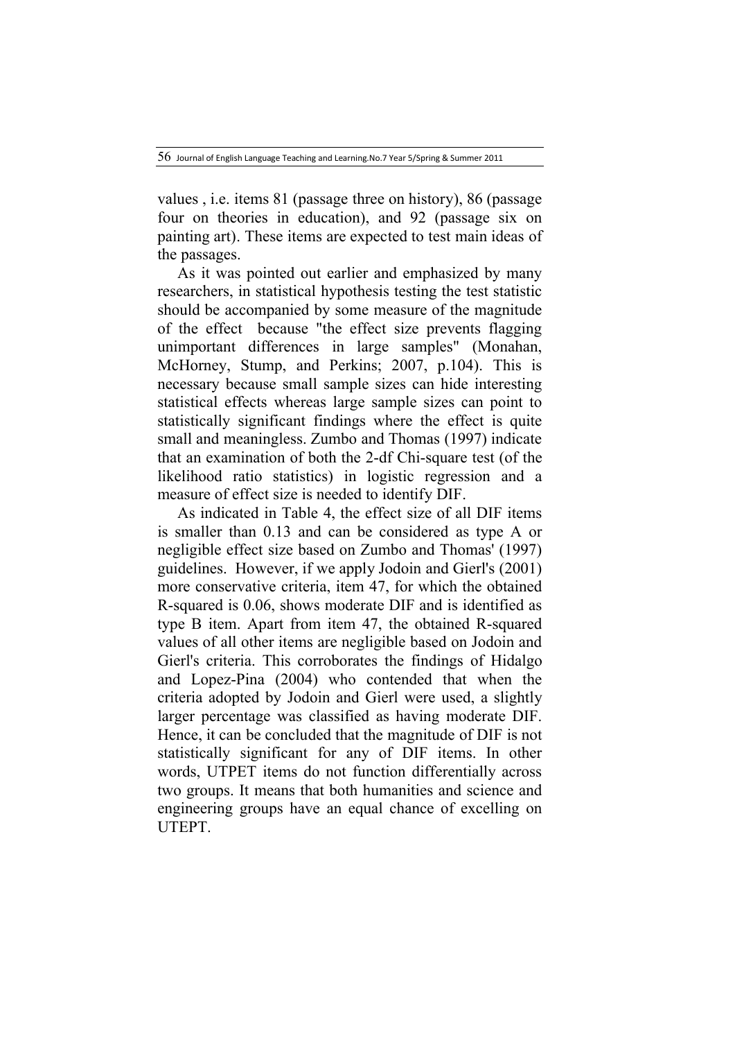values , i.e. items 81 (passage three on history), 86 (passage four on theories in education), and 92 (passage six on painting art). These items are expected to test main ideas of the passages.

As it was pointed out earlier and emphasized by many researchers, in statistical hypothesis testing the test statistic should be accompanied by some measure of the magnitude of the effect because "the effect size prevents flagging unimportant differences in large samples" (Monahan, McHorney, Stump, and Perkins; 2007, p.104). This is necessary because small sample sizes can hide interesting statistical effects whereas large sample sizes can point to statistically significant findings where the effect is quite small and meaningless. Zumbo and Thomas (1997) indicate that an examination of both the 2-df Chi-square test (of the likelihood ratio statistics) in logistic regression and a measure of effect size is needed to identify DIF.

As indicated in Table 4, the effect size of all DIF items is smaller than 0.13 and can be considered as type A or negligible effect size based on Zumbo and Thomas' (1997) guidelines. However, if we apply Jodoin and Gierl's (2001) more conservative criteria, item 47, for which the obtained R-squared is 0.06, shows moderate DIF and is identified as type B item. Apart from item 47, the obtained R-squared values of all other items are negligible based on Jodoin and Gierl's criteria. This corroborates the findings of Hidalgo and Lopez-Pina (2004) who contended that when the criteria adopted by Jodoin and Gierl were used, a slightly larger percentage was classified as having moderate DIF. Hence, it can be concluded that the magnitude of DIF is not statistically significant for any of DIF items. In other words, UTPET items do not function differentially across two groups. It means that both humanities and science and engineering groups have an equal chance of excelling on UTEPT.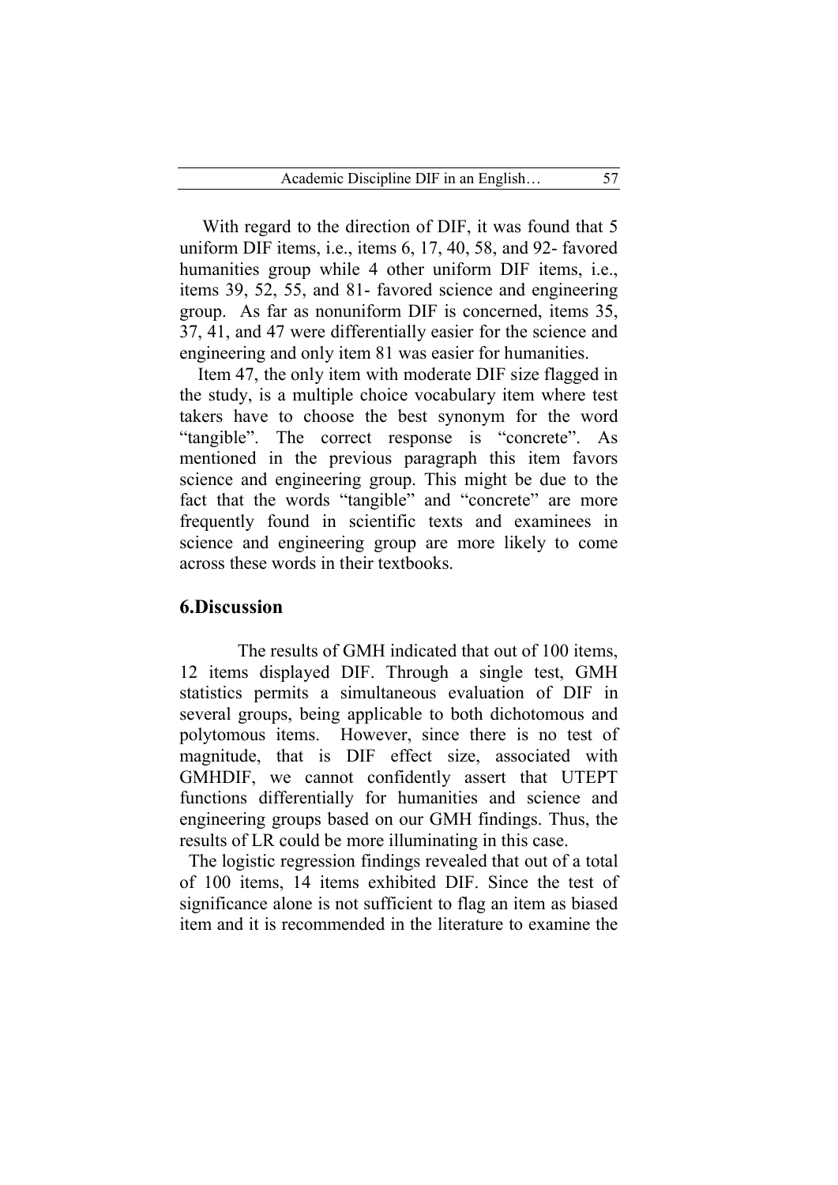With regard to the direction of DIF, it was found that 5 uniform DIF items, i.e., items 6, 17, 40, 58, and 92- favored humanities group while 4 other uniform DIF items, i.e., items 39, 52, 55, and 81- favored science and engineering group. As far as nonuniform DIF is concerned, items 35, 37, 41, and 47 were differentially easier for the science and engineering and only item 81 was easier for humanities.

Item 47, the only item with moderate DIF size flagged in the study, is a multiple choice vocabulary item where test takers have to choose the best synonym for the word "tangible". The correct response is "concrete". As mentioned in the previous paragraph this item favors science and engineering group. This might be due to the fact that the words "tangible" and "concrete" are more frequently found in scientific texts and examinees in science and engineering group are more likely to come across these words in their textbooks.

## 6.Discussion

The results of GMH indicated that out of 100 items, 12 items displayed DIF. Through a single test, GMH statistics permits a simultaneous evaluation of DIF in several groups, being applicable to both dichotomous and polytomous items. However, since there is no test of magnitude, that is DIF effect size, associated with GMHDIF, we cannot confidently assert that UTEPT functions differentially for humanities and science and engineering groups based on our GMH findings. Thus, the results of LR could be more illuminating in this case.

The logistic regression findings revealed that out of a total of 100 items, 14 items exhibited DIF. Since the test of significance alone is not sufficient to flag an item as biased item and it is recommended in the literature to examine the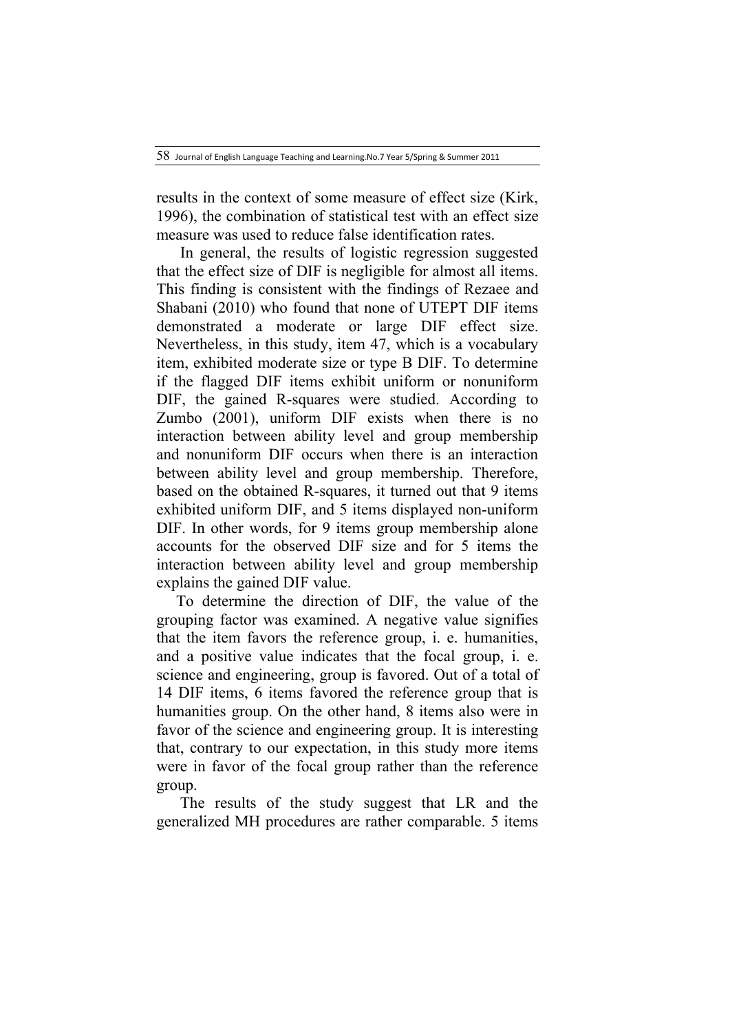results in the context of some measure of effect size (Kirk, 1996), the combination of statistical test with an effect size measure was used to reduce false identification rates.

In general, the results of logistic regression suggested that the effect size of DIF is negligible for almost all items. This finding is consistent with the findings of Rezaee and Shabani (2010) who found that none of UTEPT DIF items demonstrated a moderate or large DIF effect size. Nevertheless, in this study, item 47, which is a vocabulary item, exhibited moderate size or type B DIF. To determine if the flagged DIF items exhibit uniform or nonuniform DIF, the gained R-squares were studied. According to Zumbo (2001), uniform DIF exists when there is no interaction between ability level and group membership and nonuniform DIF occurs when there is an interaction between ability level and group membership. Therefore, based on the obtained R-squares, it turned out that 9 items exhibited uniform DIF, and 5 items displayed non-uniform DIF. In other words, for 9 items group membership alone accounts for the observed DIF size and for 5 items the interaction between ability level and group membership explains the gained DIF value.

To determine the direction of DIF, the value of the grouping factor was examined. A negative value signifies that the item favors the reference group, i. e. humanities, and a positive value indicates that the focal group, i. e. science and engineering, group is favored. Out of a total of 14 DIF items, 6 items favored the reference group that is humanities group. On the other hand, 8 items also were in favor of the science and engineering group. It is interesting that, contrary to our expectation, in this study more items were in favor of the focal group rather than the reference group.

The results of the study suggest that LR and the generalized MH procedures are rather comparable. 5 items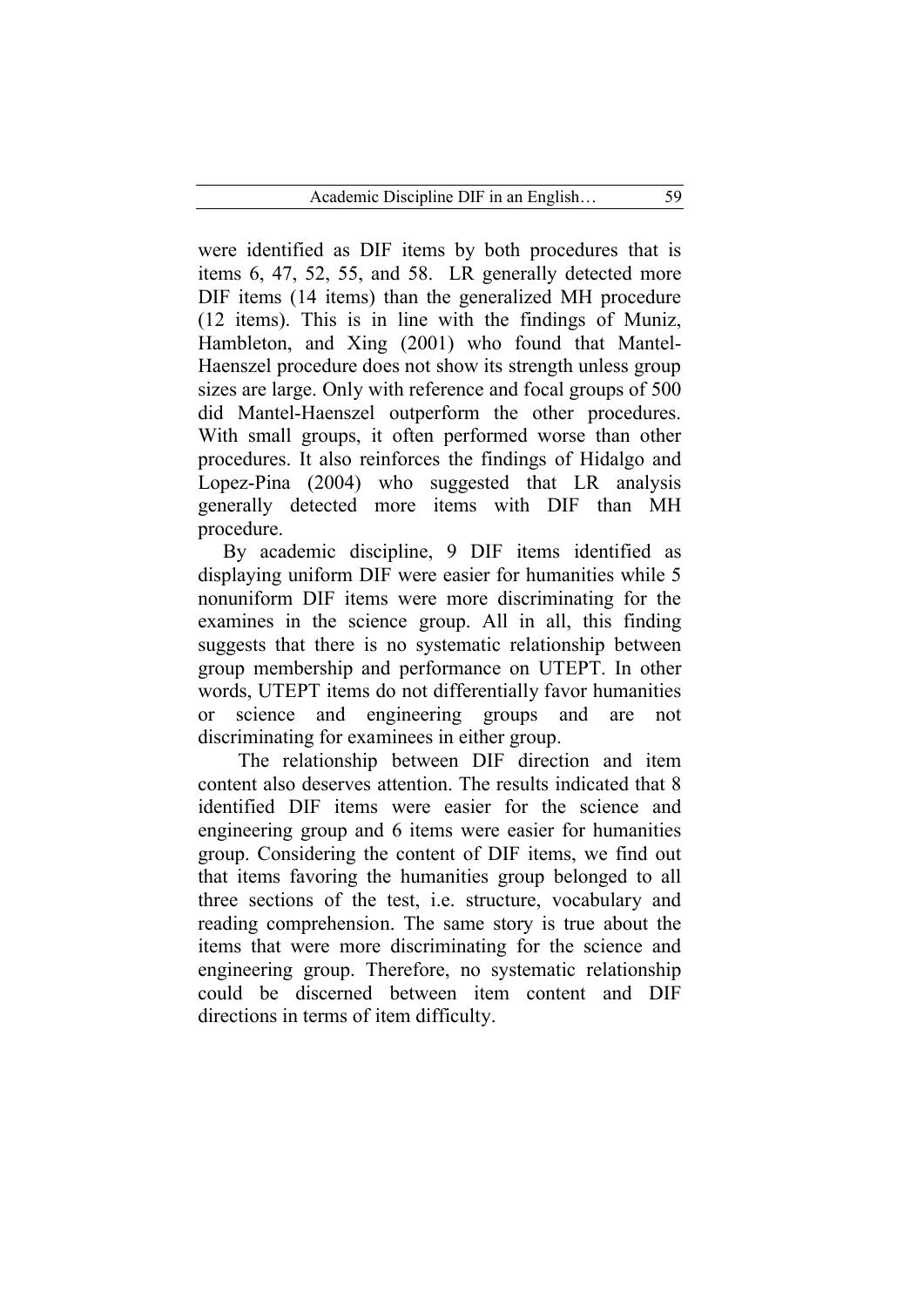were identified as DIF items by both procedures that is items 6, 47, 52, 55, and 58. LR generally detected more DIF items (14 items) than the generalized MH procedure (12 items). This is in line with the findings of Muniz, Hambleton, and Xing (2001) who found that Mantel-Haenszel procedure does not show its strength unless group sizes are large. Only with reference and focal groups of 500 did Mantel-Haenszel outperform the other procedures. With small groups, it often performed worse than other procedures. It also reinforces the findings of Hidalgo and Lopez-Pina (2004) who suggested that LR analysis generally detected more items with DIF than MH procedure.

By academic discipline, 9 DIF items identified as displaying uniform DIF were easier for humanities while 5 nonuniform DIF items were more discriminating for the examines in the science group. All in all, this finding suggests that there is no systematic relationship between group membership and performance on UTEPT. In other words, UTEPT items do not differentially favor humanities or science and engineering groups and are not discriminating for examinees in either group.

The relationship between DIF direction and item content also deserves attention. The results indicated that 8 identified DIF items were easier for the science and engineering group and 6 items were easier for humanities group. Considering the content of DIF items, we find out that items favoring the humanities group belonged to all three sections of the test, i.e. structure, vocabulary and reading comprehension. The same story is true about the items that were more discriminating for the science and engineering group. Therefore, no systematic relationship could be discerned between item content and DIF directions in terms of item difficulty.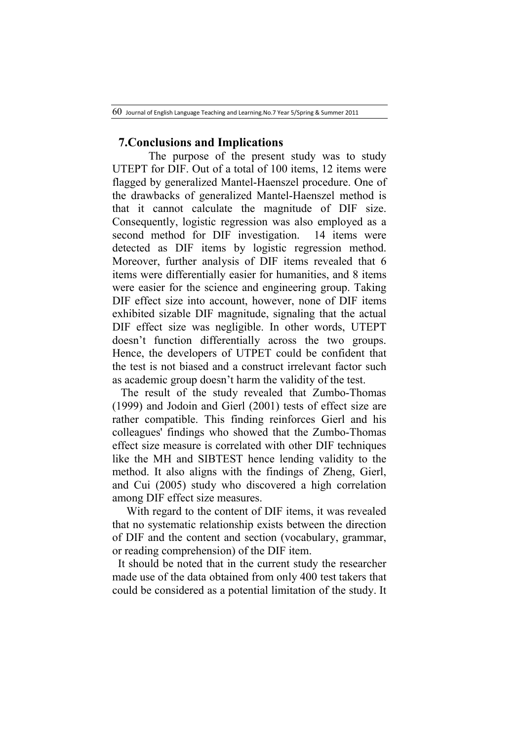## 7.Conclusions and Implications

The purpose of the present study was to study UTEPT for DIF. Out of a total of 100 items, 12 items were flagged by generalized Mantel-Haenszel procedure. One of the drawbacks of generalized Mantel-Haenszel method is that it cannot calculate the magnitude of DIF size. Consequently, logistic regression was also employed as a second method for DIF investigation. 14 items were detected as DIF items by logistic regression method. Moreover, further analysis of DIF items revealed that 6 items were differentially easier for humanities, and 8 items were easier for the science and engineering group. Taking DIF effect size into account, however, none of DIF items exhibited sizable DIF magnitude, signaling that the actual DIF effect size was negligible. In other words, UTEPT doesn't function differentially across the two groups. Hence, the developers of UTPET could be confident that the test is not biased and a construct irrelevant factor such as academic group doesn't harm the validity of the test.

The result of the study revealed that Zumbo-Thomas (1999) and Jodoin and Gierl (2001) tests of effect size are rather compatible. This finding reinforces Gierl and his colleagues' findings who showed that the Zumbo-Thomas effect size measure is correlated with other DIF techniques like the MH and SIBTEST hence lending validity to the method. It also aligns with the findings of Zheng, Gierl, and Cui (2005) study who discovered a high correlation among DIF effect size measures.

With regard to the content of DIF items, it was revealed that no systematic relationship exists between the direction of DIF and the content and section (vocabulary, grammar, or reading comprehension) of the DIF item.

It should be noted that in the current study the researcher made use of the data obtained from only 400 test takers that could be considered as a potential limitation of the study. It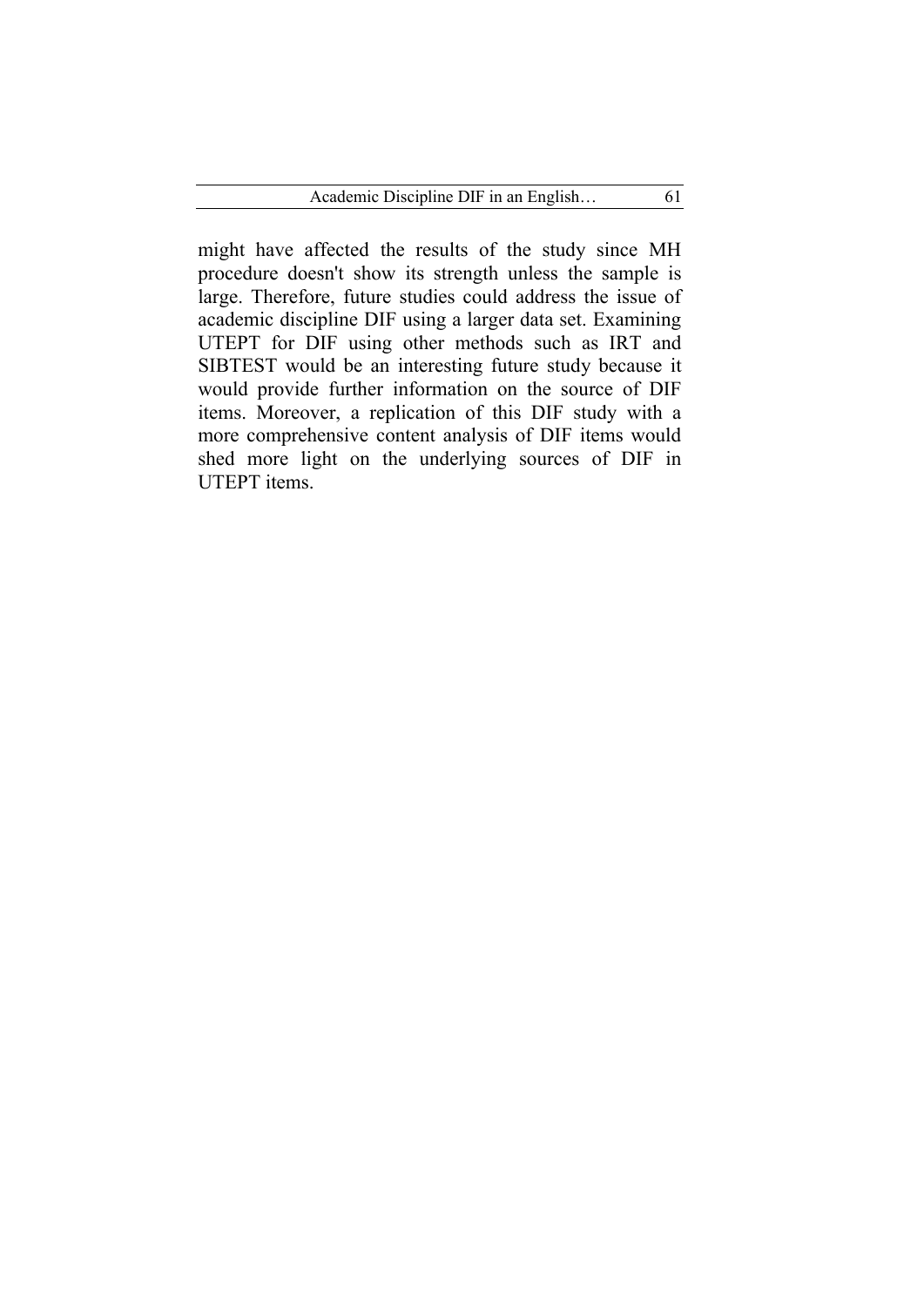might have affected the results of the study since MH procedure doesn't show its strength unless the sample is large. Therefore, future studies could address the issue of academic discipline DIF using a larger data set. Examining UTEPT for DIF using other methods such as IRT and SIBTEST would be an interesting future study because it would provide further information on the source of DIF items. Moreover, a replication of this DIF study with a more comprehensive content analysis of DIF items would shed more light on the underlying sources of DIF in UTEPT items.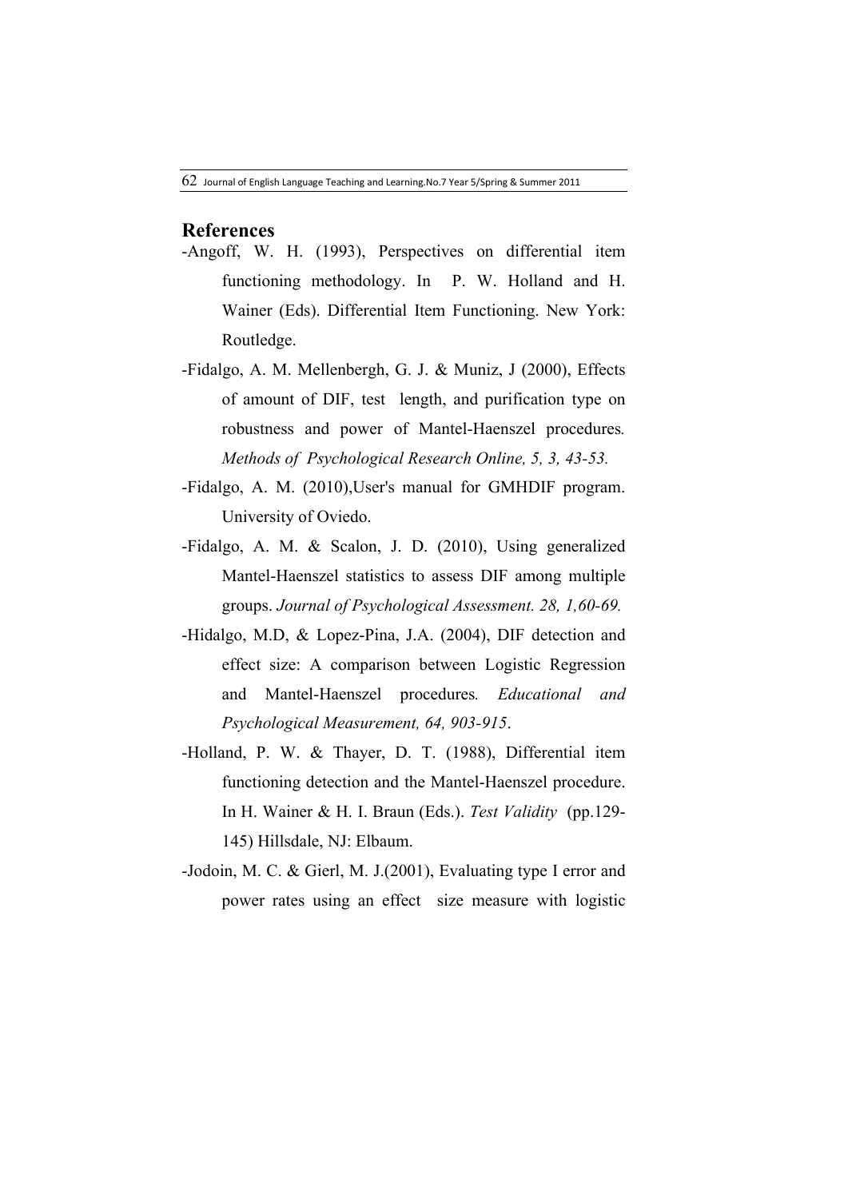## References

-Angoff, W. H. (1993), Perspectives on differential item functioning methodology. In P. W. Holland and H. Wainer (Eds). Differential Item Functioning. New York: Routledge.

-Fidalgo, A. M. Mellenbergh, G. J. & Muniz, J (2000), Effects of amount of DIF, test length, and purification type on robustness and power of Mantel-Haenszel procedures. *Methods of Psychological Research Online, 5, 3, 43-53.*

-Fidalgo, A. M. (2010),User's manual for GMHDIF program. University of Oviedo.

-Fidalgo, A. M. & Scalon, J. D. (2010), Using generalized Mantel-Haenszel statistics to assess DIF among multiple groups. *Journal of Psychological Assessment. 28, 1,60-69.*

-Hidalgo, M.D, & Lopez-Pina, J.A. (2004), DIF detection and effect size: A comparison between Logistic Regression and Mantel-Haenszel procedures. *Educational and Psychological Measurement, 64, 903-915*.

-Holland, P. W. & Thayer, D. T. (1988), Differential item functioning detection and the Mantel-Haenszel procedure. In H. Wainer & H. I. Braun (Eds.). *Test Validity* (pp.129-145) Hillsdale, NJ: Elbaum.

-Jodoin, M. C. & Gierl, M. J.(2001), Evaluating type I error and power rates using an effect size measure with logistic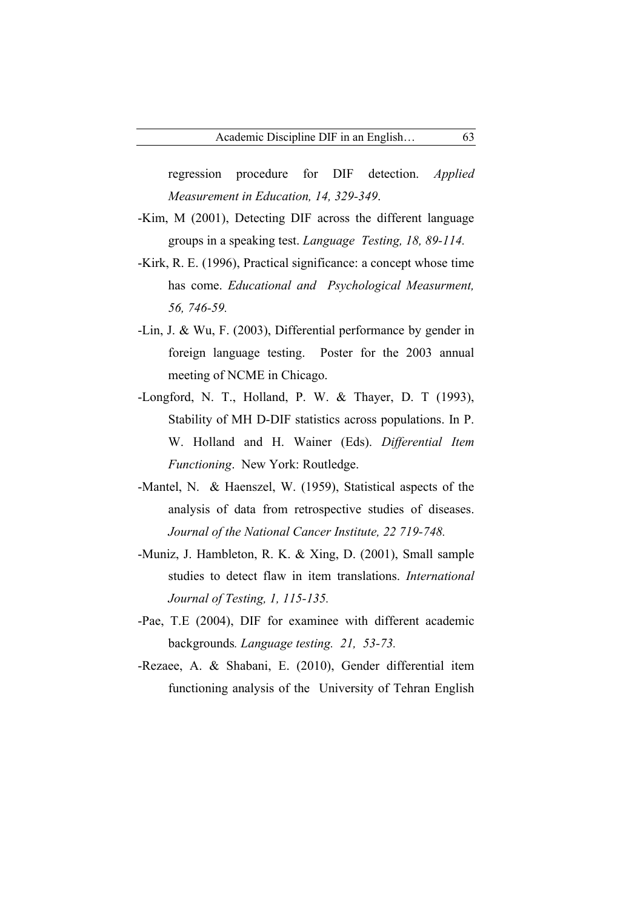regression procedure for DIF detection. *Applied Measurement in Education, 14, 329-349*.

-Kim, M (2001), Detecting DIF across the different language groups in a speaking test. *Language Testing, 18, 89-114.*

-Kirk, R. E. (1996), Practical significance: a concept whose time has come. *Educational and Psychological Measurment, 56, 746-59.*

-Lin, J. & Wu, F. (2003), Differential performance by gender in foreign language testing. Poster for the 2003 annual meeting of NCME in Chicago.

-Longford, N. T., Holland, P. W. & Thayer, D. T (1993), Stability of MH D-DIF statistics across populations. In P. W. Holland and H. Wainer (Eds). *Differential Item Functioning*. New York: Routledge.

-Mantel, N. & Haenszel, W. (1959), Statistical aspects of the analysis of data from retrospective studies of diseases. *Journal of the National Cancer Institute, 22 719-748.*

-Muniz, J. Hambleton, R. K. & Xing, D. (2001), Small sample studies to detect flaw in item translations. *International Journal of Testing, 1, 115-135.*

-Pae, T.E (2004), DIF for examinee with different academic backgrounds*. Language testing. 21, 53-73.*

-Rezaee, A. & Shabani, E. (2010), Gender differential item functioning analysis of the University of Tehran English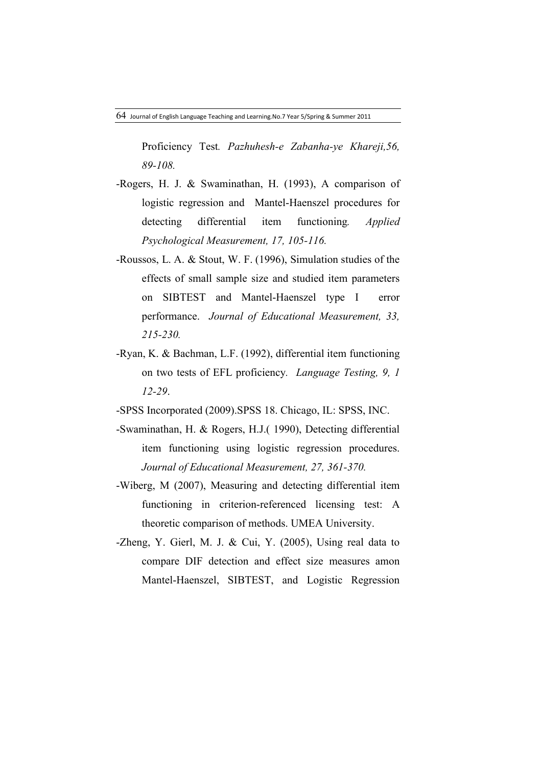Proficiency Test*. Pazhuhesh-e Zabanha-ye Khareji,56, 89-108.*

-Rogers, H. J. & Swaminathan, H. (1993), A comparison of logistic regression and Mantel-Haenszel procedures for detecting differential item functioning*. Applied Psychological Measurement, 17, 105-116.*

-Roussos, L. A. & Stout, W. F. (1996), Simulation studies of the effects of small sample size and studied item parameters on SIBTEST and Mantel-Haenszel type I error performance. *Journal of Educational Measurement, 33, 215-230.*

-Ryan, K. & Bachman, L.F. (1992), differential item functioning on two tests of EFL proficiency*. Language Testing, 9, 1 12-29*.

-SPSS Incorporated (2009).SPSS 18. Chicago, IL: SPSS, INC.

-Swaminathan, H. & Rogers, H.J.( 1990), Detecting differential item functioning using logistic regression procedures. *Journal of Educational Measurement, 27, 361-370.*

-Wiberg, M (2007), Measuring and detecting differential item functioning in criterion-referenced licensing test: A theoretic comparison of methods. UMEA University.

-Zheng, Y. Gierl, M. J. & Cui, Y. (2005), Using real data to compare DIF detection and effect size measures amon Mantel-Haenszel, SIBTEST, and Logistic Regression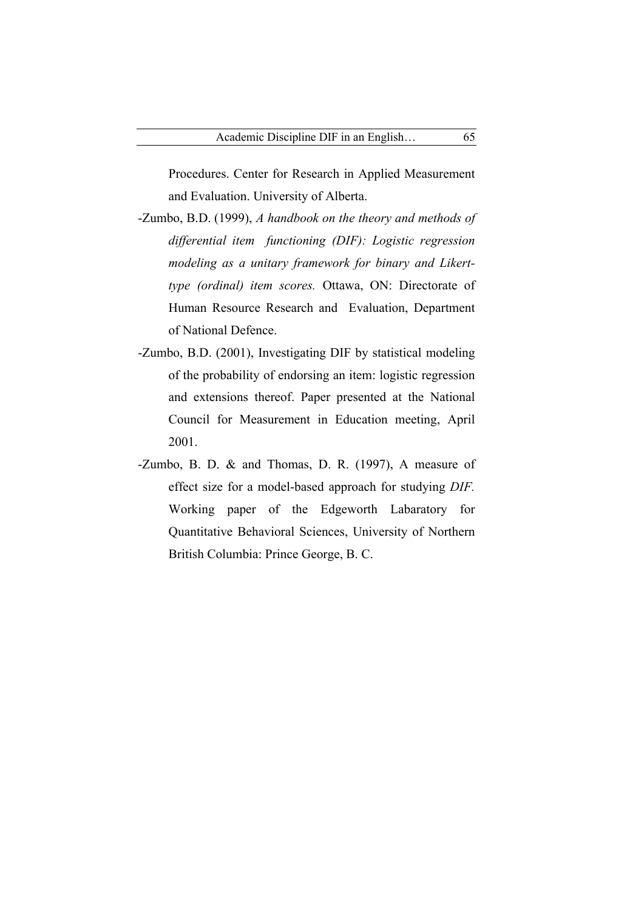Procedures. Center for Research in Applied Measurement and Evaluation. University of Alberta.

-Zumbo, B.D. (1999), *A handbook on the theory and methods of differential item functioning (DIF): Logistic regression modeling as a unitary framework for binary and Likert-type (ordinal) item scores.* Ottawa, ON: Directorate of Human Resource Research and Evaluation, Department of National Defence.

-Zumbo, B.D. (2001), Investigating DIF by statistical modeling of the probability of endorsing an item: logistic regression and extensions thereof. Paper presented at the National Council for Measurement in Education meeting, April 2001.

-Zumbo, B. D. & and Thomas, D. R. (1997), A measure of effect size for a model-based approach for studying *DIF.* Working paper of the Edgeworth Labaratory for Quantitative Behavioral Sciences, University of Northern British Columbia: Prince George, B. C.